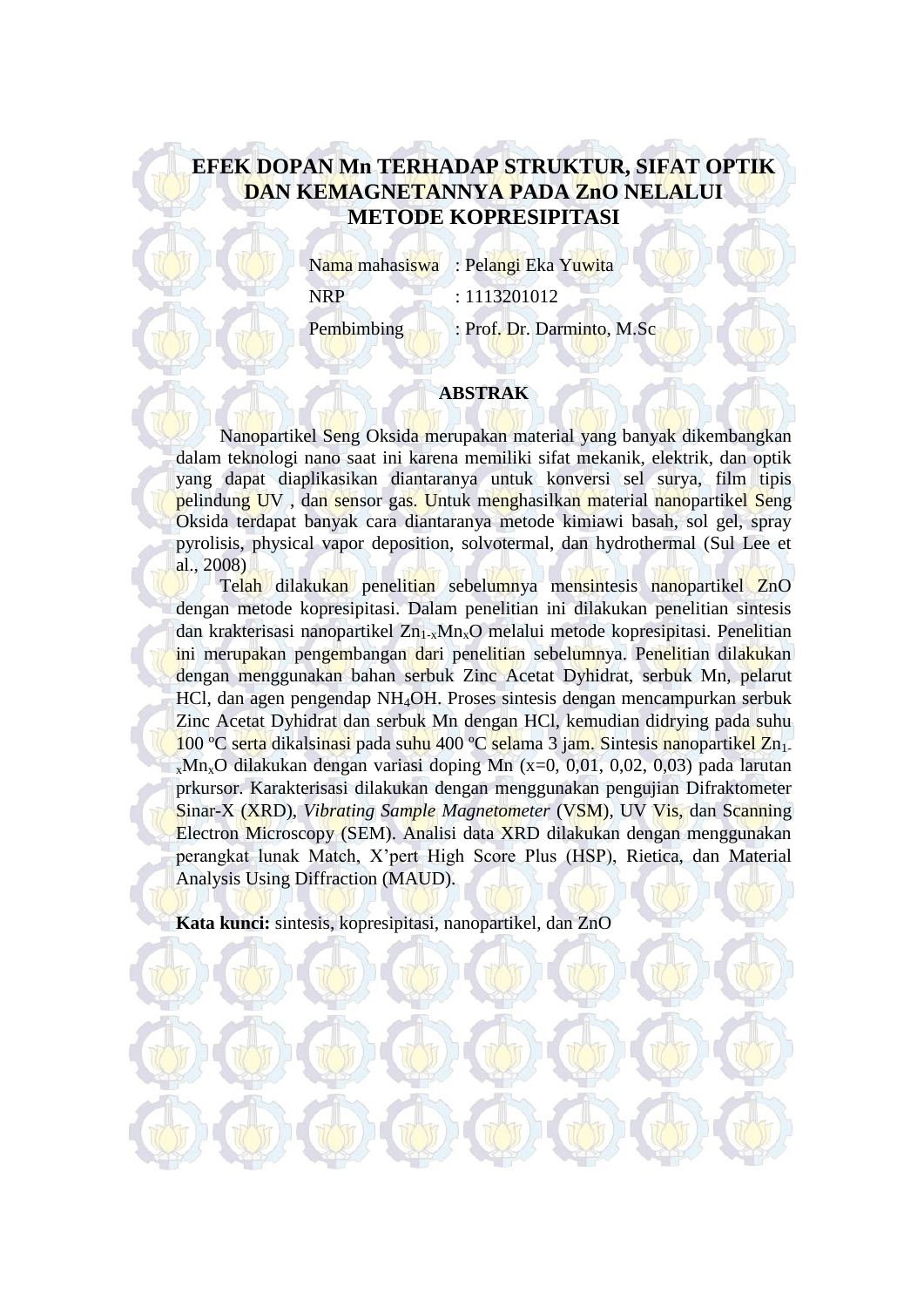# EFEK DOPAN Mn TERHADAP STRUKTUR, SIFAT OPTIK DAN KEMAGNETANNYA PADA ZnO NELALUI METODE KOPRESIPITASI

Nama mahasiswa : Pelangi Eka Yuwita

NRP : 1113201012

Pembimbing : Prof. Dr. Darminto, M.Sc

## ABSTRAK

Nanopartikel Seng Oksida merupakan material yang banyak dikembangkan dalam teknologi nano saat ini karena memiliki sifat mekanik, elektrik, dan optik yang dapat diaplikasikan diantaranya untuk konversi sel surya, film tipis pelindung UV , dan sensor gas. Untuk menghasilkan material nanopartikel Seng Oksida terdapat banyak cara diantaranya metode kimiawi basah, sol gel, spray pyrolisis, physical vapor deposition, solvotermal, dan hydrothermal (Sul Lee et al., 2008)

Telah dilakukan penelitian sebelumnya mensintesis nanopartikel ZnO dengan metode kopresipitasi. Dalam penelitian ini dilakukan penelitian sintesis dan krakterisasi nanopartikel $Zn_{1-x}Mn_xO$ melalui metode kopresipitasi. Penelitian ini merupakan pengembangan dari penelitian sebelumnya. Penelitian dilakukan dengan menggunakan bahan serbuk Zinc Acetat Dyhidrat, serbuk Mn, pelarut HCl, dan agen pengendap $NH_4OH$. Proses sintesis dengan mencampurkan serbuk Zinc Acetat Dyhidrat dan serbuk Mn dengan HCl, kemudian didrying pada suhu 100 ºC serta dikalsinasi pada suhu 400 ºC selama 3 jam. Sintesis nanopartikel $Zn_{1-x}Mn_xO$ dilakukan dengan variasi doping Mn (x=0, 0,01, 0,02, 0,03) pada larutan prkursor. Karakterisasi dilakukan dengan menggunakan pengujian Difraktometer Sinar-X (XRD), *Vibrating Sample Magnetometer* (VSM), UV Vis, dan Scanning Electron Microscopy (SEM). Analisi data XRD dilakukan dengan menggunakan perangkat lunak Match, X'pert High Score Plus (HSP), Rietica, dan Material Analysis Using Diffraction (MAUD).

**Kata kunci:** sintesis, kopresipitasi, nanopartikel, dan ZnO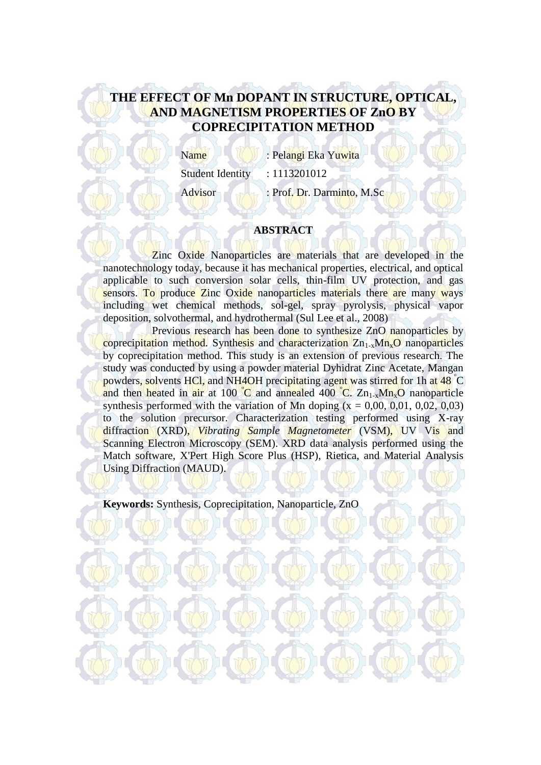# THE EFFECT OF Mn DOPANT IN STRUCTURE, OPTICAL, AND MAGNETISM PROPERTIES OF ZnO BY COPRECIPITATION METHOD

Name : Pelangi Eka Yuwita

Student Identity : 1113201012

Advisor : Prof. Dr. Darminto, M.Sc

## ABSTRACT

Zinc Oxide Nanoparticles are materials that are developed in the nanotechnology today, because it has mechanical properties, electrical, and optical applicable to such conversion solar cells, thin-film UV protection, and gas sensors. To produce Zinc Oxide nanoparticles materials there are many ways including wet chemical methods, sol-gel, spray pyrolysis, physical vapor deposition, solvothermal, and hydrothermal (Sul Lee et al., 2008)

Previous research has been done to synthesize ZnO nanoparticles by coprecipitation method. Synthesis and characterization $Zn_{1-x}Mn_xO$ nanoparticles by coprecipitation method. This study is an extension of previous research. The study was conducted by using a powder material Dyhidrat Zinc Acetate, Mangan powders, solvents HCl, and NH4OH precipitating agent was stirred for 1h at 48 $^{\circ}$C and then heated in air at 100 $^{\circ}$C and annealed 400 $^{\circ}$C. $Zn_{1-x}Mn_xO$ nanoparticle synthesis performed with the variation of Mn doping ($x$ = 0,00, 0,01, 0,02, 0,03) to the solution precursor. Characterization testing performed using X-ray diffraction (XRD), *Vibrating Sample Magnetometer* (VSM), UV Vis and Scanning Electron Microscopy (SEM). XRD data analysis performed using the Match software, X'Pert High Score Plus (HSP), Rietica, and Material Analysis Using Diffraction (MAUD).

**Keywords:** Synthesis, Coprecipitation, Nanoparticle, ZnO